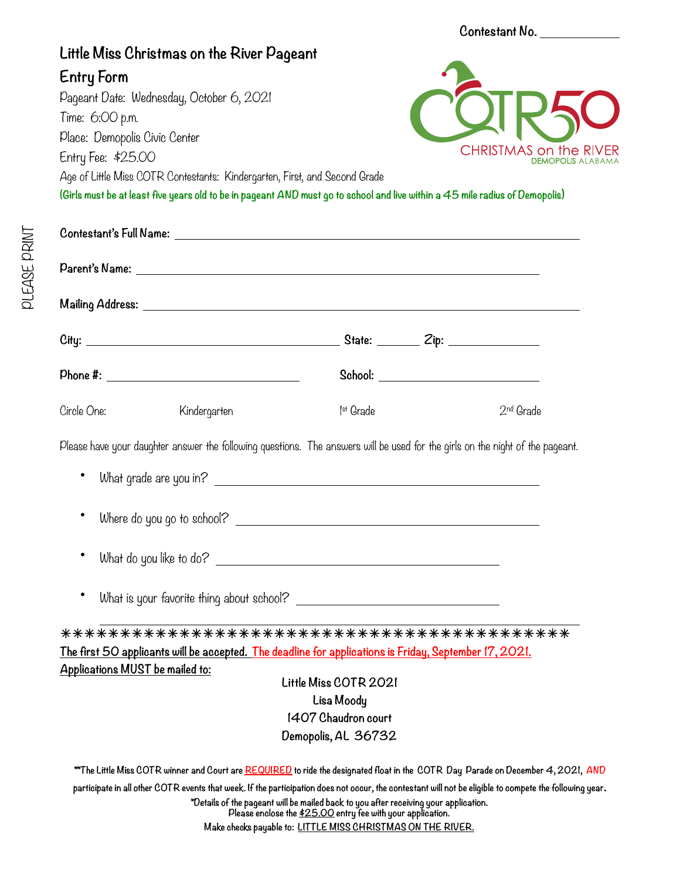Contestant No. ___________

# Little Miss Christmas on the River Pageant

## Entry Form

Pageant Date: Wednesday, October 6, 2021
Time: 6:00 p.m.
Place: Demopolis Civic Center
Entry Fee: $25.00
Age of Little Miss COTR Contestants: Kindergarten, First, and Second Grade

**(Girls must be at least five years old to be in pageant AND must go to school and live within a 45 mile radius of Demopolis)**

COTR50
CHRISTMAS on the RIVER
DEMOPOLIS ALABAMA

PLEASE PRINT

**Contestant's Full Name:** ______________________________

**Parent's Name:** ______________________________

**Mailing Address:** ______________________________

**City:** ____________________ **State:** ________ **Zip:** ____________

**Phone #:** ____________________ **School:** ____________________

Circle One: Kindergarten 1st Grade 2nd Grade

Please have your daughter answer the following questions. The answers will be used for the girls on the night of the pageant.

- What grade are you in? ______________________________
- Where do you go to school? ______________________________
- What do you like to do? ______________________________
- What is your favorite thing about school? ______________________________

*******************************************

**The first 50 applicants will be accepted.** **The deadline for applications is Friday, September 17, 2021.**

**Applications MUST be mailed to:**

**Little Miss COTR 2021**
**Lisa Moody**
**1407 Chaudron court**
**Demopolis, AL 36732**

**The Little Miss COTR winner and Court are REQUIRED to ride the designated float in the COTR Day Parade on December 4, 2021, AND participate in all other COTR events that week. If the participation does not occur, the contestant will not be eligible to compete the following year.**

**Details of the pageant will be mailed back to you after receiving your application.**
**Please enclose the $25.00 entry fee with your application.**
**Make checks payable to: LITTLE MISS CHRISTMAS ON THE RIVER.**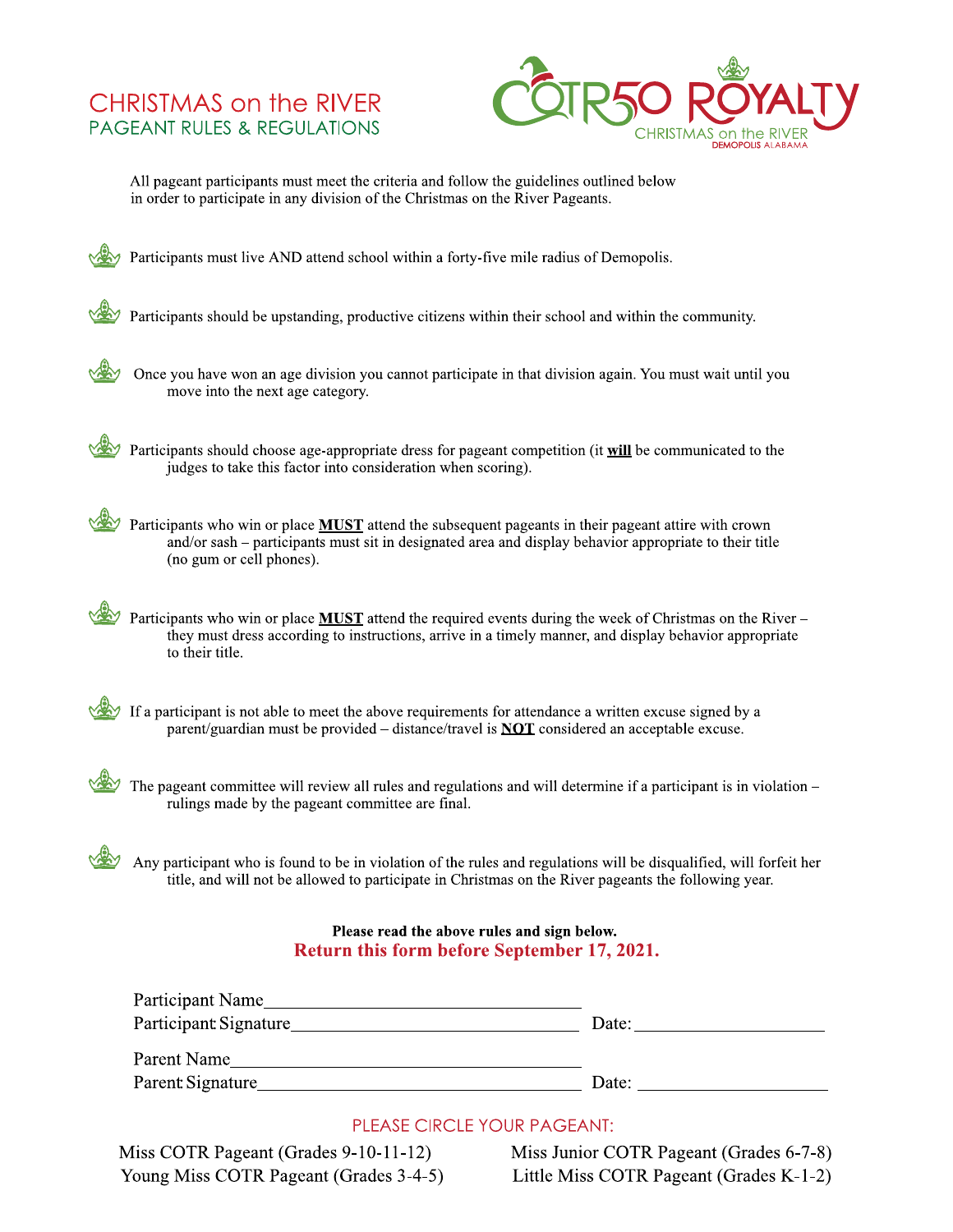# CHRISTMAS on the RIVER

## PAGEANT RULES & REGULATIONS

COTR50 ROYALTY
CHRISTMAS on the RIVER
DEMOPOLIS ALABAMA

All pageant participants must meet the criteria and follow the guidelines outlined below in order to participate in any division of the Christmas on the River Pageants.

- Participants must live AND attend school within a forty-five mile radius of Demopolis.
- Participants should be upstanding, productive citizens within their school and within the community.
- Once you have won an age division you cannot participate in that division again. You must wait until you move into the next age category.
- Participants should choose age-appropriate dress for pageant competition (it **will** be communicated to the judges to take this factor into consideration when scoring).
- Participants who win or place **MUST** attend the subsequent pageants in their pageant attire with crown and/or sash – participants must sit in designated area and display behavior appropriate to their title (no gum or cell phones).
- Participants who win or place **MUST** attend the required events during the week of Christmas on the River – they must dress according to instructions, arrive in a timely manner, and display behavior appropriate to their title.
- If a participant is not able to meet the above requirements for attendance a written excuse signed by a parent/guardian must be provided – distance/travel is **NOT** considered an acceptable excuse.
- The pageant committee will review all rules and regulations and will determine if a participant is in violation – rulings made by the pageant committee are final.
- Any participant who is found to be in violation of the rules and regulations will be disqualified, will forfeit her title, and will not be allowed to participate in Christmas on the River pageants the following year.

**Please read the above rules and sign below.**

**Return this form before September 17, 2021.**

Participant Name\_\_\_\_\_\_\_\_\_\_\_\_\_\_\_\_\_\_\_\_\_\_\_\_\_\_\_\_\_\_\_\_

Participant Signature\_\_\_\_\_\_\_\_\_\_\_\_\_\_\_\_\_\_\_\_\_\_\_\_\_\_\_\_ Date:\_\_\_\_\_\_\_\_\_\_\_\_\_\_\_\_\_\_

Parent Name\_\_\_\_\_\_\_\_\_\_\_\_\_\_\_\_\_\_\_\_\_\_\_\_\_\_\_\_\_\_\_\_\_\_\_\_

Parent Signature\_\_\_\_\_\_\_\_\_\_\_\_\_\_\_\_\_\_\_\_\_\_\_\_\_\_\_\_\_\_\_\_ Date:\_\_\_\_\_\_\_\_\_\_\_\_\_\_\_\_\_\_

PLEASE CIRCLE YOUR PAGEANT:

Miss COTR Pageant (Grades 9-10-11-12)

Miss Junior COTR Pageant (Grades 6-7-8)

Young Miss COTR Pageant (Grades 3-4-5)

Little Miss COTR Pageant (Grades K-1-2)